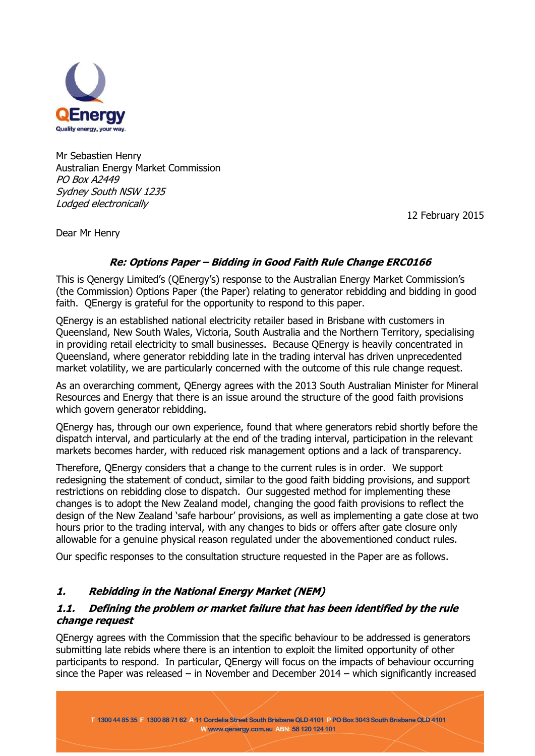QEnergy
Quality energy, your way.

Mr Sebastien Henry
Australian Energy Market Commission
*PO Box A2449*
*Sydney South NSW 1235*
*Lodged electronically*

12 February 2015

Dear Mr Henry

**Re: Options Paper – Bidding in Good Faith Rule Change ERC0166**

This is Qenergy Limited's (QEnergy's) response to the Australian Energy Market Commission's (the Commission) Options Paper (the Paper) relating to generator rebidding and bidding in good faith. QEnergy is grateful for the opportunity to respond to this paper.

QEnergy is an established national electricity retailer based in Brisbane with customers in Queensland, New South Wales, Victoria, South Australia and the Northern Territory, specialising in providing retail electricity to small businesses. Because QEnergy is heavily concentrated in Queensland, where generator rebidding late in the trading interval has driven unprecedented market volatility, we are particularly concerned with the outcome of this rule change request.

As an overarching comment, QEnergy agrees with the 2013 South Australian Minister for Mineral Resources and Energy that there is an issue around the structure of the good faith provisions which govern generator rebidding.

QEnergy has, through our own experience, found that where generators rebid shortly before the dispatch interval, and particularly at the end of the trading interval, participation in the relevant markets becomes harder, with reduced risk management options and a lack of transparency.

Therefore, QEnergy considers that a change to the current rules is in order. We support redesigning the statement of conduct, similar to the good faith bidding provisions, and support restrictions on rebidding close to dispatch. Our suggested method for implementing these changes is to adopt the New Zealand model, changing the good faith provisions to reflect the design of the New Zealand 'safe harbour' provisions, as well as implementing a gate close at two hours prior to the trading interval, with any changes to bids or offers after gate closure only allowable for a genuine physical reason regulated under the abovementioned conduct rules.

Our specific responses to the consultation structure requested in the Paper are as follows.

## *1. Rebidding in the National Energy Market (NEM)*

### *1.1. Defining the problem or market failure that has been identified by the rule change request*

QEnergy agrees with the Commission that the specific behaviour to be addressed is generators submitting late rebids where there is an intention to exploit the limited opportunity of other participants to respond. In particular, QEnergy will focus on the impacts of behaviour occurring since the Paper was released – in November and December 2014 – which significantly increased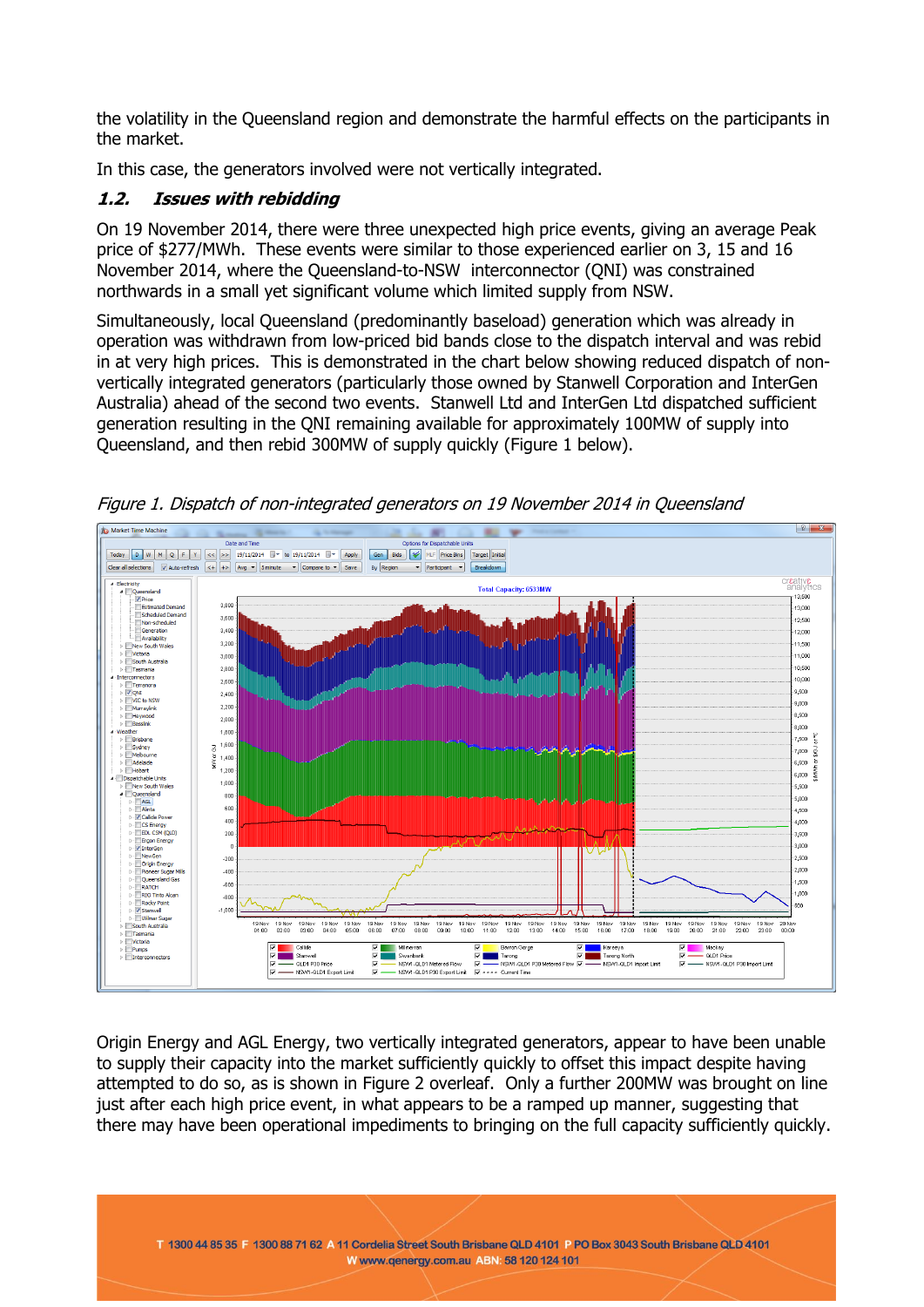the volatility in the Queensland region and demonstrate the harmful effects on the participants in the market.

In this case, the generators involved were not vertically integrated.

### *1.2. Issues with rebidding*

On 19 November 2014, there were three unexpected high price events, giving an average Peak price of $277/MWh. These events were similar to those experienced earlier on 3, 15 and 16 November 2014, where the Queensland-to-NSW interconnector (QNI) was constrained northwards in a small yet significant volume which limited supply from NSW.

Simultaneously, local Queensland (predominantly baseload) generation which was already in operation was withdrawn from low-priced bid bands close to the dispatch interval and was rebid in at very high prices. This is demonstrated in the chart below showing reduced dispatch of non-vertically integrated generators (particularly those owned by Stanwell Corporation and InterGen Australia) ahead of the second two events. Stanwell Ltd and InterGen Ltd dispatched sufficient generation resulting in the QNI remaining available for approximately 100MW of supply into Queensland, and then rebid 300MW of supply quickly (Figure 1 below).

*Figure 1. Dispatch of non-integrated generators on 19 November 2014 in Queensland*

Origin Energy and AGL Energy, two vertically integrated generators, appear to have been unable to supply their capacity into the market sufficiently quickly to offset this impact despite having attempted to do so, as is shown in Figure 2 overleaf. Only a further 200MW was brought on line just after each high price event, in what appears to be a ramped up manner, suggesting that there may have been operational impediments to bringing on the full capacity sufficiently quickly.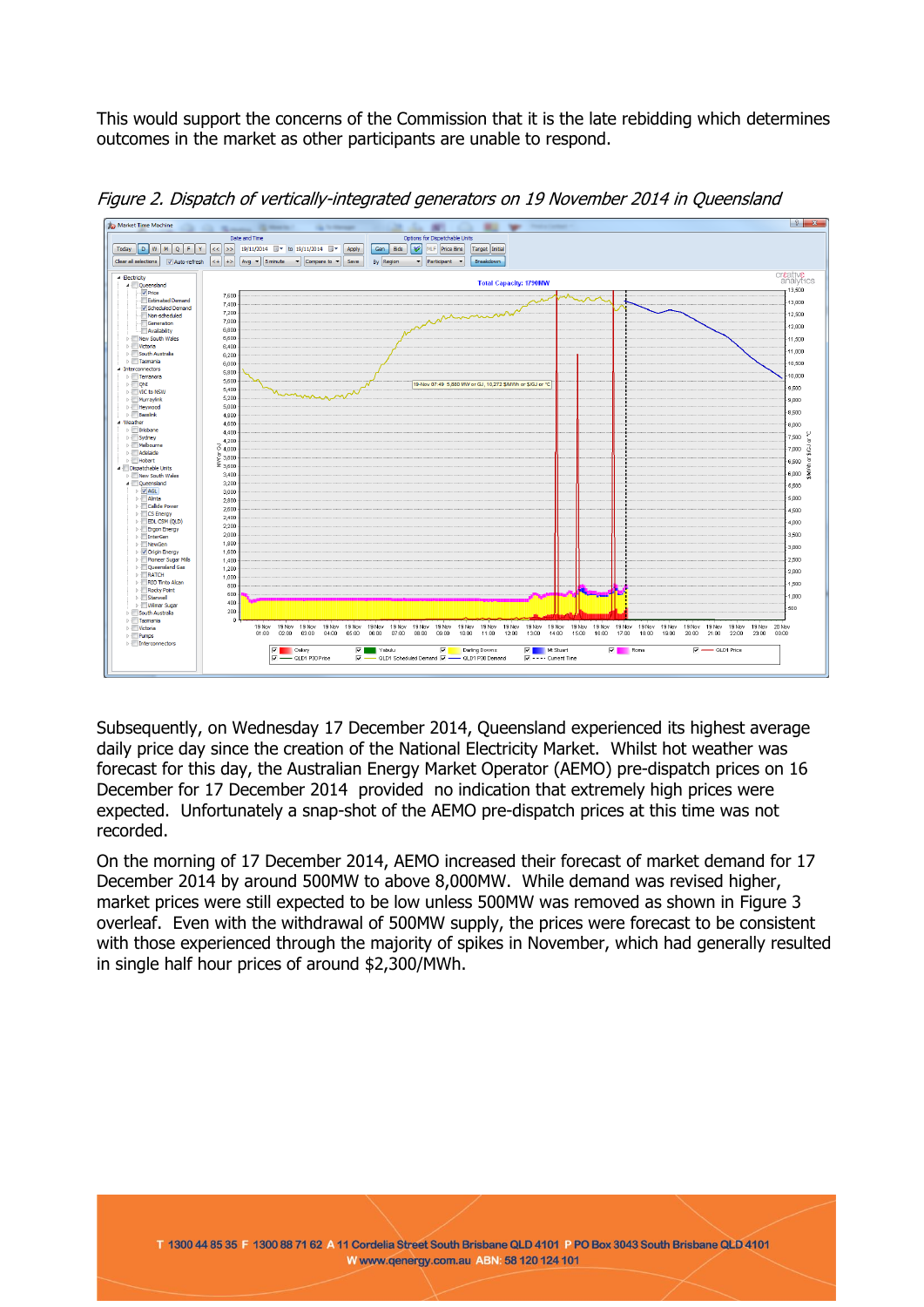This would support the concerns of the Commission that it is the late rebidding which determines outcomes in the market as other participants are unable to respond.

*Figure 2. Dispatch of vertically-integrated generators on 19 November 2014 in Queensland*

Subsequently, on Wednesday 17 December 2014, Queensland experienced its highest average daily price day since the creation of the National Electricity Market. Whilst hot weather was forecast for this day, the Australian Energy Market Operator (AEMO) pre-dispatch prices on 16 December for 17 December 2014 provided no indication that extremely high prices were expected. Unfortunately a snap-shot of the AEMO pre-dispatch prices at this time was not recorded.

On the morning of 17 December 2014, AEMO increased their forecast of market demand for 17 December 2014 by around 500MW to above 8,000MW. While demand was revised higher, market prices were still expected to be low unless 500MW was removed as shown in Figure 3 overleaf. Even with the withdrawal of 500MW supply, the prices were forecast to be consistent with those experienced through the majority of spikes in November, which had generally resulted in single half hour prices of around $2,300/MWh.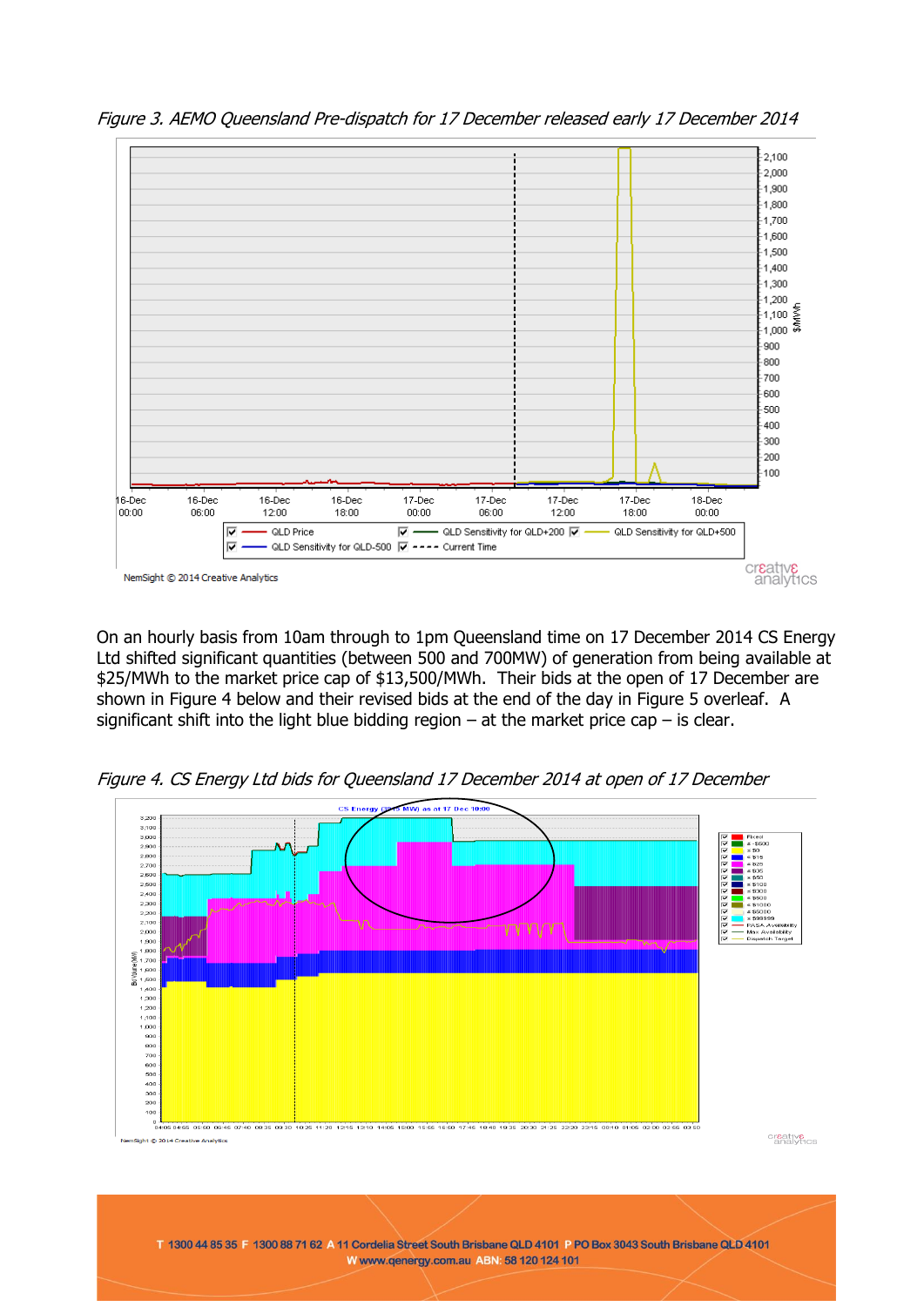*Figure 3. AEMO Queensland Pre-dispatch for 17 December released early 17 December 2014*

On an hourly basis from 10am through to 1pm Queensland time on 17 December 2014 CS Energy Ltd shifted significant quantities (between 500 and 700MW) of generation from being available at $25/MWh to the market price cap of $13,500/MWh. Their bids at the open of 17 December are shown in Figure 4 below and their revised bids at the end of the day in Figure 5 overleaf. A significant shift into the light blue bidding region – at the market price cap – is clear.

*Figure 4. CS Energy Ltd bids for Queensland 17 December 2014 at open of 17 December*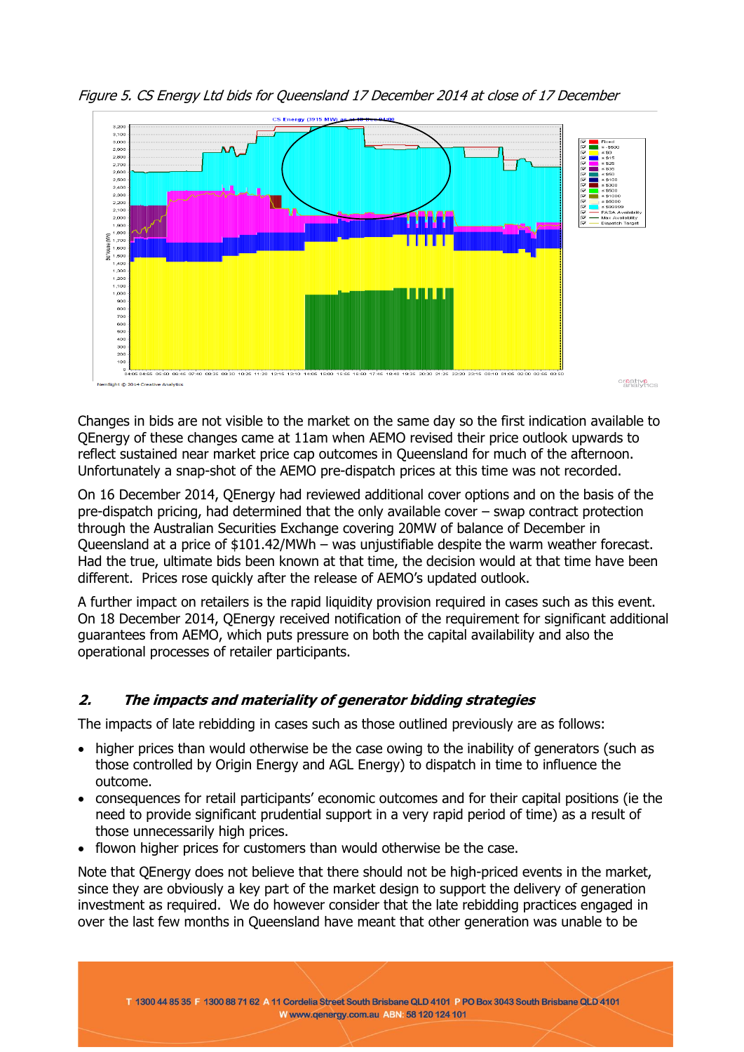*Figure 5. CS Energy Ltd bids for Queensland 17 December 2014 at close of 17 December*

Changes in bids are not visible to the market on the same day so the first indication available to QEnergy of these changes came at 11am when AEMO revised their price outlook upwards to reflect sustained near market price cap outcomes in Queensland for much of the afternoon. Unfortunately a snap-shot of the AEMO pre-dispatch prices at this time was not recorded.

On 16 December 2014, QEnergy had reviewed additional cover options and on the basis of the pre-dispatch pricing, had determined that the only available cover – swap contract protection through the Australian Securities Exchange covering 20MW of balance of December in Queensland at a price of $101.42/MWh – was unjustifiable despite the warm weather forecast. Had the true, ultimate bids been known at that time, the decision would at that time have been different. Prices rose quickly after the release of AEMO's updated outlook.

A further impact on retailers is the rapid liquidity provision required in cases such as this event. On 18 December 2014, QEnergy received notification of the requirement for significant additional guarantees from AEMO, which puts pressure on both the capital availability and also the operational processes of retailer participants.

## *2. The impacts and materiality of generator bidding strategies*

The impacts of late rebidding in cases such as those outlined previously are as follows:

- higher prices than would otherwise be the case owing to the inability of generators (such as those controlled by Origin Energy and AGL Energy) to dispatch in time to influence the outcome.
- consequences for retail participants' economic outcomes and for their capital positions (ie the need to provide significant prudential support in a very rapid period of time) as a result of those unnecessarily high prices.
- flowon higher prices for customers than would otherwise be the case.

Note that QEnergy does not believe that there should not be high-priced events in the market, since they are obviously a key part of the market design to support the delivery of generation investment as required. We do however consider that the late rebidding practices engaged in over the last few months in Queensland have meant that other generation was unable to be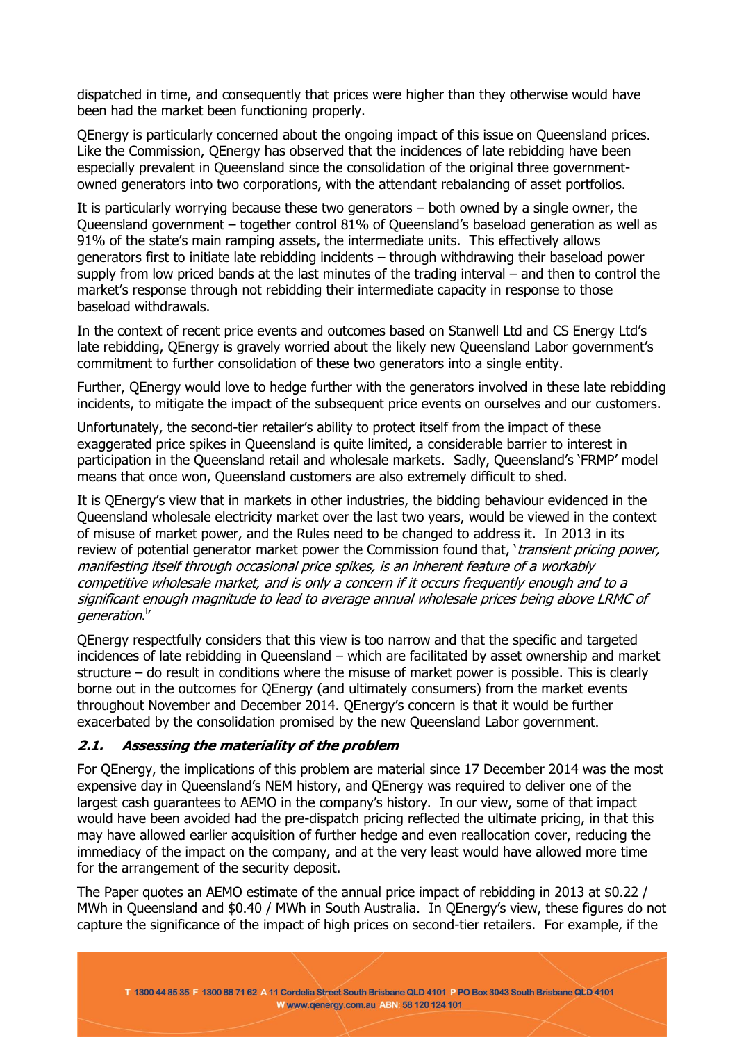dispatched in time, and consequently that prices were higher than they otherwise would have been had the market been functioning properly.

QEnergy is particularly concerned about the ongoing impact of this issue on Queensland prices. Like the Commission, QEnergy has observed that the incidences of late rebidding have been especially prevalent in Queensland since the consolidation of the original three government-owned generators into two corporations, with the attendant rebalancing of asset portfolios.

It is particularly worrying because these two generators – both owned by a single owner, the Queensland government – together control 81% of Queensland's baseload generation as well as 91% of the state's main ramping assets, the intermediate units. This effectively allows generators first to initiate late rebidding incidents – through withdrawing their baseload power supply from low priced bands at the last minutes of the trading interval – and then to control the market's response through not rebidding their intermediate capacity in response to those baseload withdrawals.

In the context of recent price events and outcomes based on Stanwell Ltd and CS Energy Ltd's late rebidding, QEnergy is gravely worried about the likely new Queensland Labor government's commitment to further consolidation of these two generators into a single entity.

Further, QEnergy would love to hedge further with the generators involved in these late rebidding incidents, to mitigate the impact of the subsequent price events on ourselves and our customers.

Unfortunately, the second-tier retailer's ability to protect itself from the impact of these exaggerated price spikes in Queensland is quite limited, a considerable barrier to interest in participation in the Queensland retail and wholesale markets. Sadly, Queensland's 'FRMP' model means that once won, Queensland customers are also extremely difficult to shed.

It is QEnergy's view that in markets in other industries, the bidding behaviour evidenced in the Queensland wholesale electricity market over the last two years, would be viewed in the context of misuse of market power, and the Rules need to be changed to address it. In 2013 in its review of potential generator market power the Commission found that, '*transient pricing power, manifesting itself through occasional price spikes, is an inherent feature of a workably competitive wholesale market, and is only a concern if it occurs frequently enough and to a significant enough magnitude to lead to average annual wholesale prices being above LRMC of generation*.[iv]'

QEnergy respectfully considers that this view is too narrow and that the specific and targeted incidences of late rebidding in Queensland – which are facilitated by asset ownership and market structure – do result in conditions where the misuse of market power is possible. This is clearly borne out in the outcomes for QEnergy (and ultimately consumers) from the market events throughout November and December 2014. QEnergy's concern is that it would be further exacerbated by the consolidation promised by the new Queensland Labor government.

### *2.1. Assessing the materiality of the problem*

For QEnergy, the implications of this problem are material since 17 December 2014 was the most expensive day in Queensland's NEM history, and QEnergy was required to deliver one of the largest cash guarantees to AEMO in the company's history. In our view, some of that impact would have been avoided had the pre-dispatch pricing reflected the ultimate pricing, in that this may have allowed earlier acquisition of further hedge and even reallocation cover, reducing the immediacy of the impact on the company, and at the very least would have allowed more time for the arrangement of the security deposit.

The Paper quotes an AEMO estimate of the annual price impact of rebidding in 2013 at $0.22 / MWh in Queensland and $0.40 / MWh in South Australia. In QEnergy's view, these figures do not capture the significance of the impact of high prices on second-tier retailers. For example, if the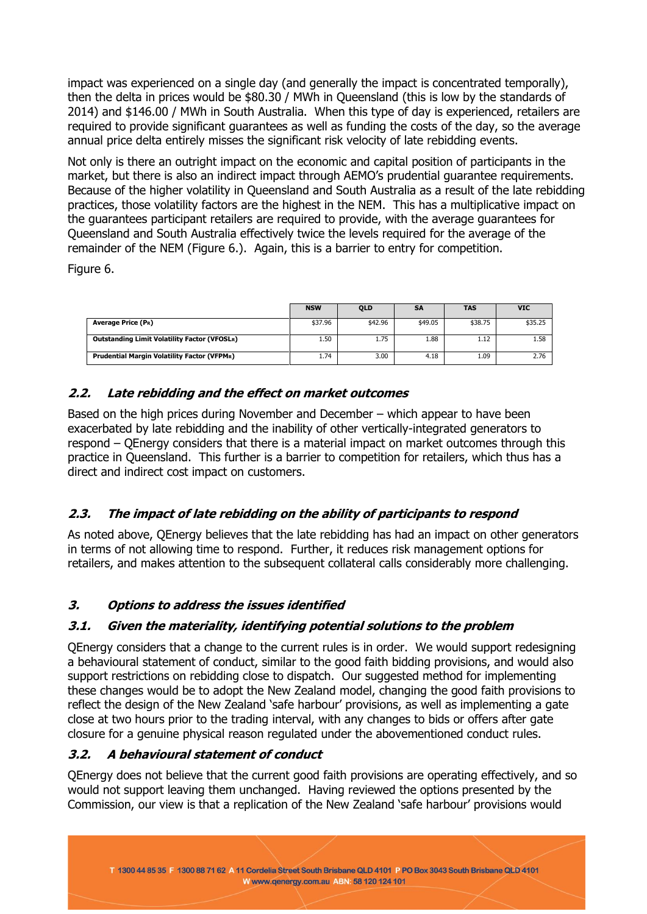impact was experienced on a single day (and generally the impact is concentrated temporally), then the delta in prices would be $80.30 / MWh in Queensland (this is low by the standards of 2014) and $146.00 / MWh in South Australia. When this type of day is experienced, retailers are required to provide significant guarantees as well as funding the costs of the day, so the average annual price delta entirely misses the significant risk velocity of late rebidding events.

Not only is there an outright impact on the economic and capital position of participants in the market, but there is also an indirect impact through AEMO's prudential guarantee requirements. Because of the higher volatility in Queensland and South Australia as a result of the late rebidding practices, those volatility factors are the highest in the NEM. This has a multiplicative impact on the guarantees participant retailers are required to provide, with the average guarantees for Queensland and South Australia effectively twice the levels required for the average of the remainder of the NEM (Figure 6.). Again, this is a barrier to entry for competition.

Figure 6.

| | NSW | QLD | SA | TAS | VIC |
|---|---|---|---|---|---|
| **Average Price ($P_R$)** | $37.96 | $42.96 | $49.05 | $38.75 | $35.25 |
| **Outstanding Limit Volatility Factor ($VFOSL_R$)** | 1.50 | 1.75 | 1.88 | 1.12 | 1.58 |
| **Prudential Margin Volatility Factor ($VFPM_R$)** | 1.74 | 3.00 | 4.18 | 1.09 | 2.76 |

## *2.2. Late rebidding and the effect on market outcomes*

Based on the high prices during November and December – which appear to have been exacerbated by late rebidding and the inability of other vertically-integrated generators to respond – QEnergy considers that there is a material impact on market outcomes through this practice in Queensland. This further is a barrier to competition for retailers, which thus has a direct and indirect cost impact on customers.

## *2.3. The impact of late rebidding on the ability of participants to respond*

As noted above, QEnergy believes that the late rebidding has had an impact on other generators in terms of not allowing time to respond. Further, it reduces risk management options for retailers, and makes attention to the subsequent collateral calls considerably more challenging.

# *3. Options to address the issues identified*

## *3.1. Given the materiality, identifying potential solutions to the problem*

QEnergy considers that a change to the current rules is in order. We would support redesigning a behavioural statement of conduct, similar to the good faith bidding provisions, and would also support restrictions on rebidding close to dispatch. Our suggested method for implementing these changes would be to adopt the New Zealand model, changing the good faith provisions to reflect the design of the New Zealand 'safe harbour' provisions, as well as implementing a gate close at two hours prior to the trading interval, with any changes to bids or offers after gate closure for a genuine physical reason regulated under the abovementioned conduct rules.

## *3.2. A behavioural statement of conduct*

QEnergy does not believe that the current good faith provisions are operating effectively, and so would not support leaving them unchanged. Having reviewed the options presented by the Commission, our view is that a replication of the New Zealand 'safe harbour' provisions would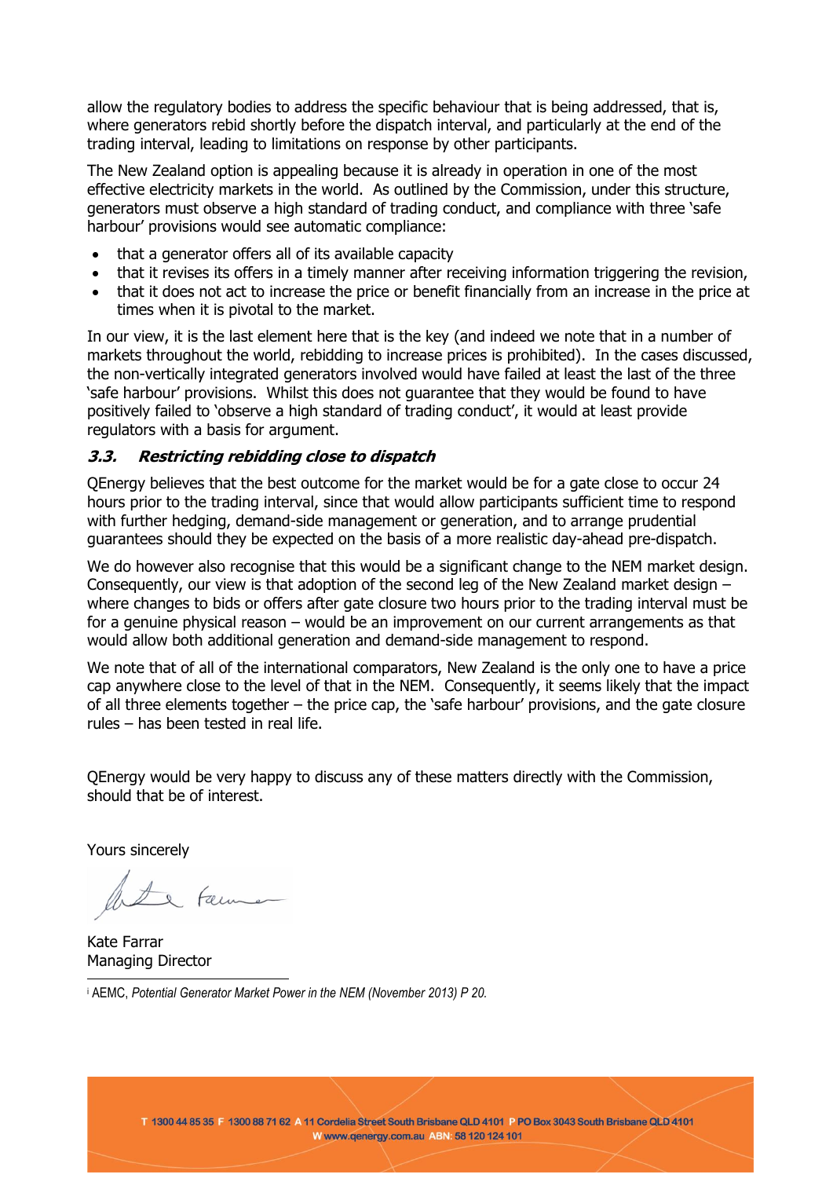allow the regulatory bodies to address the specific behaviour that is being addressed, that is, where generators rebid shortly before the dispatch interval, and particularly at the end of the trading interval, leading to limitations on response by other participants.

The New Zealand option is appealing because it is already in operation in one of the most effective electricity markets in the world. As outlined by the Commission, under this structure, generators must observe a high standard of trading conduct, and compliance with three 'safe harbour' provisions would see automatic compliance:

- that a generator offers all of its available capacity
- that it revises its offers in a timely manner after receiving information triggering the revision,
- that it does not act to increase the price or benefit financially from an increase in the price at times when it is pivotal to the market.

In our view, it is the last element here that is the key (and indeed we note that in a number of markets throughout the world, rebidding to increase prices is prohibited). In the cases discussed, the non-vertically integrated generators involved would have failed at least the last of the three 'safe harbour' provisions. Whilst this does not guarantee that they would be found to have positively failed to 'observe a high standard of trading conduct', it would at least provide regulators with a basis for argument.

### *3.3. Restricting rebidding close to dispatch*

QEnergy believes that the best outcome for the market would be for a gate close to occur 24 hours prior to the trading interval, since that would allow participants sufficient time to respond with further hedging, demand-side management or generation, and to arrange prudential guarantees should they be expected on the basis of a more realistic day-ahead pre-dispatch.

We do however also recognise that this would be a significant change to the NEM market design. Consequently, our view is that adoption of the second leg of the New Zealand market design – where changes to bids or offers after gate closure two hours prior to the trading interval must be for a genuine physical reason – would be an improvement on our current arrangements as that would allow both additional generation and demand-side management to respond.

We note that of all of the international comparators, New Zealand is the only one to have a price cap anywhere close to the level of that in the NEM. Consequently, it seems likely that the impact of all three elements together – the price cap, the 'safe harbour' provisions, and the gate closure rules – has been tested in real life.

QEnergy would be very happy to discuss any of these matters directly with the Commission, should that be of interest.

Yours sincerely

Kate Farrar
Managing Director

---

[i] AEMC, *Potential Generator Market Power in the NEM (November 2013) P 20.*